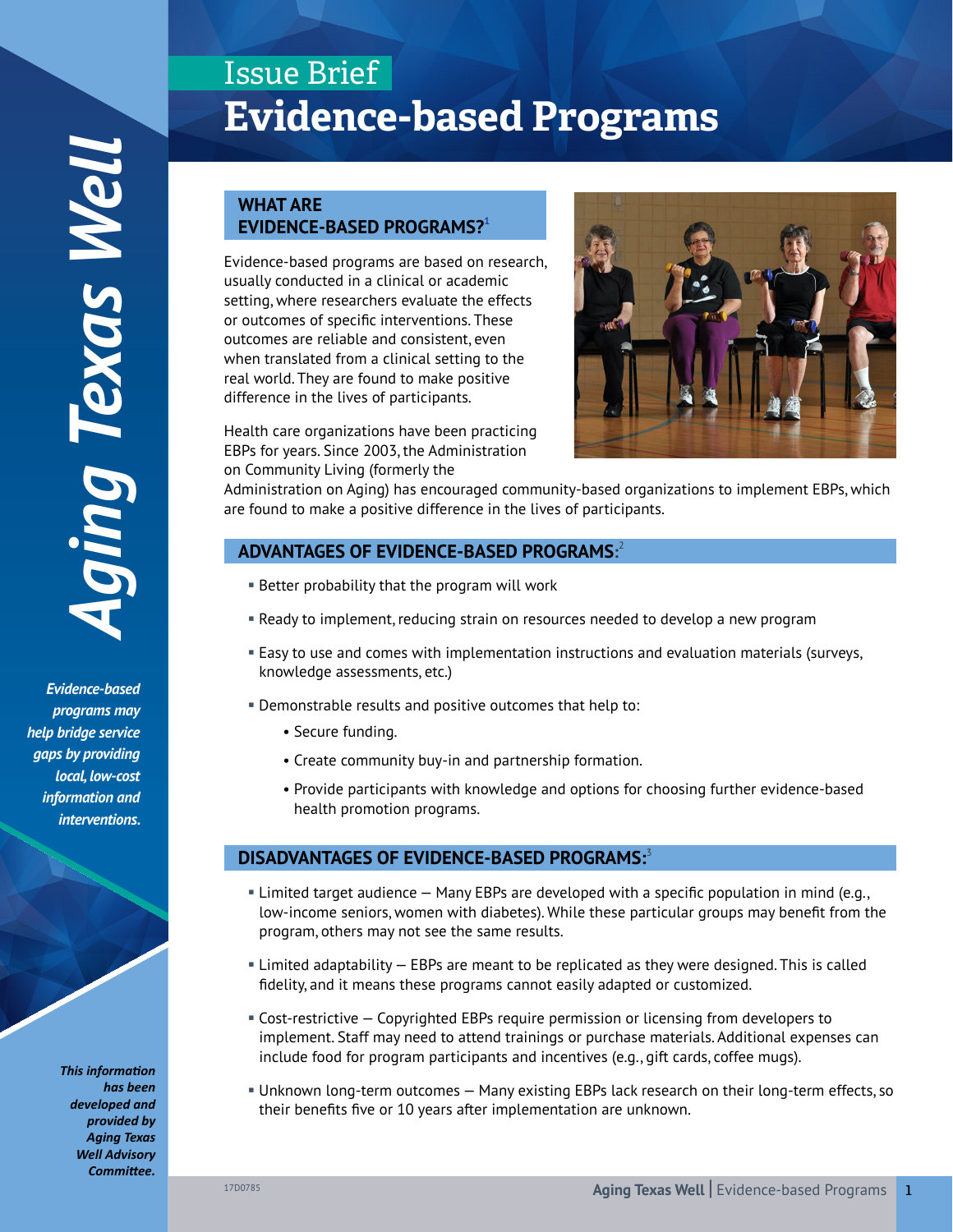# Issue Brief
# Evidence-based Programs

*Aging Texas Well*

*Evidence-based programs may help bridge service gaps by providing local, low-cost information and interventions.*

## WHAT ARE EVIDENCE-BASED PROGRAMS?[1]

Evidence-based programs are based on research, usually conducted in a clinical or academic setting, where researchers evaluate the effects or outcomes of specific interventions. These outcomes are reliable and consistent, even when translated from a clinical setting to the real world. They are found to make positive difference in the lives of participants.

Health care organizations have been practicing EBPs for years. Since 2003, the Administration on Community Living (formerly the Administration on Aging) has encouraged community-based organizations to implement EBPs, which are found to make a positive difference in the lives of participants.

## ADVANTAGES OF EVIDENCE-BASED PROGRAMS:[2]

- Better probability that the program will work
- Ready to implement, reducing strain on resources needed to develop a new program
- Easy to use and comes with implementation instructions and evaluation materials (surveys, knowledge assessments, etc.)
- Demonstrable results and positive outcomes that help to:
  - Secure funding.
  - Create community buy-in and partnership formation.
  - Provide participants with knowledge and options for choosing further evidence-based health promotion programs.

## DISADVANTAGES OF EVIDENCE-BASED PROGRAMS:[3]

- Limited target audience – Many EBPs are developed with a specific population in mind (e.g., low-income seniors, women with diabetes). While these particular groups may benefit from the program, others may not see the same results.
- Limited adaptability – EBPs are meant to be replicated as they were designed. This is called fidelity, and it means these programs cannot easily adapted or customized.
- Cost-restrictive – Copyrighted EBPs require permission or licensing from developers to implement. Staff may need to attend trainings or purchase materials. Additional expenses can include food for program participants and incentives (e.g., gift cards, coffee mugs).
- Unknown long-term outcomes – Many existing EBPs lack research on their long-term effects, so their benefits five or 10 years after implementation are unknown.

*This information has been developed and provided by Aging Texas Well Advisory Committee.*

17D0785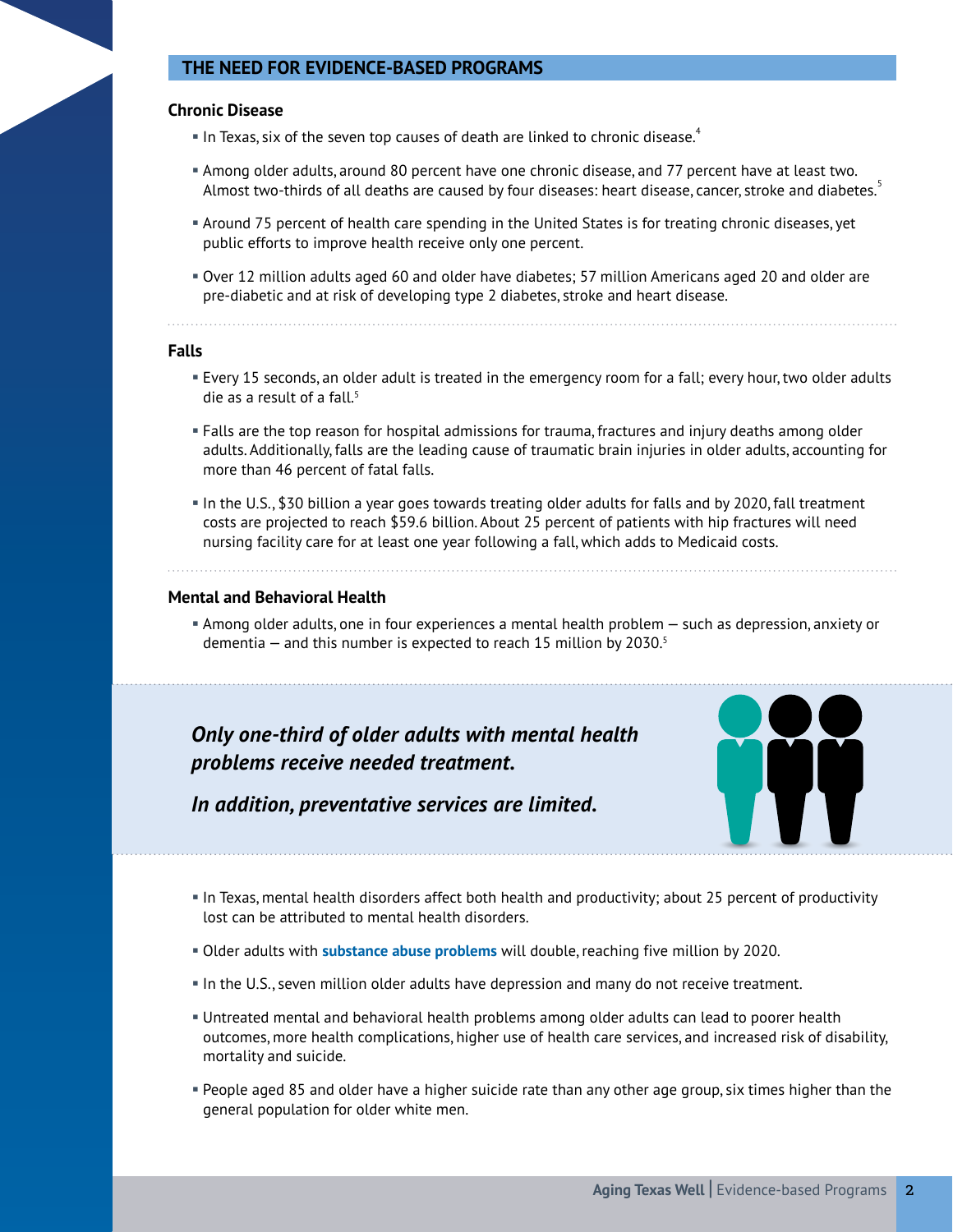## THE NEED FOR EVIDENCE-BASED PROGRAMS

### Chronic Disease

- In Texas, six of the seven top causes of death are linked to chronic disease.[4]
- Among older adults, around 80 percent have one chronic disease, and 77 percent have at least two. Almost two-thirds of all deaths are caused by four diseases: heart disease, cancer, stroke and diabetes.[5]
- Around 75 percent of health care spending in the United States is for treating chronic diseases, yet public efforts to improve health receive only one percent.
- Over 12 million adults aged 60 and older have diabetes; 57 million Americans aged 20 and older are pre-diabetic and at risk of developing type 2 diabetes, stroke and heart disease.

### Falls

- Every 15 seconds, an older adult is treated in the emergency room for a fall; every hour, two older adults die as a result of a fall.[5]
- Falls are the top reason for hospital admissions for trauma, fractures and injury deaths among older adults. Additionally, falls are the leading cause of traumatic brain injuries in older adults, accounting for more than 46 percent of fatal falls.
- In the U.S., $30 billion a year goes towards treating older adults for falls and by 2020, fall treatment costs are projected to reach $59.6 billion. About 25 percent of patients with hip fractures will need nursing facility care for at least one year following a fall, which adds to Medicaid costs.

### Mental and Behavioral Health

- Among older adults, one in four experiences a mental health problem — such as depression, anxiety or dementia — and this number is expected to reach 15 million by 2030.[5]

***Only one-third of older adults with mental health problems receive needed treatment.***

***In addition, preventative services are limited.***

- In Texas, mental health disorders affect both health and productivity; about 25 percent of productivity lost can be attributed to mental health disorders.
- Older adults with **substance abuse problems** will double, reaching five million by 2020.
- In the U.S., seven million older adults have depression and many do not receive treatment.
- Untreated mental and behavioral health problems among older adults can lead to poorer health outcomes, more health complications, higher use of health care services, and increased risk of disability, mortality and suicide.
- People aged 85 and older have a higher suicide rate than any other age group, six times higher than the general population for older white men.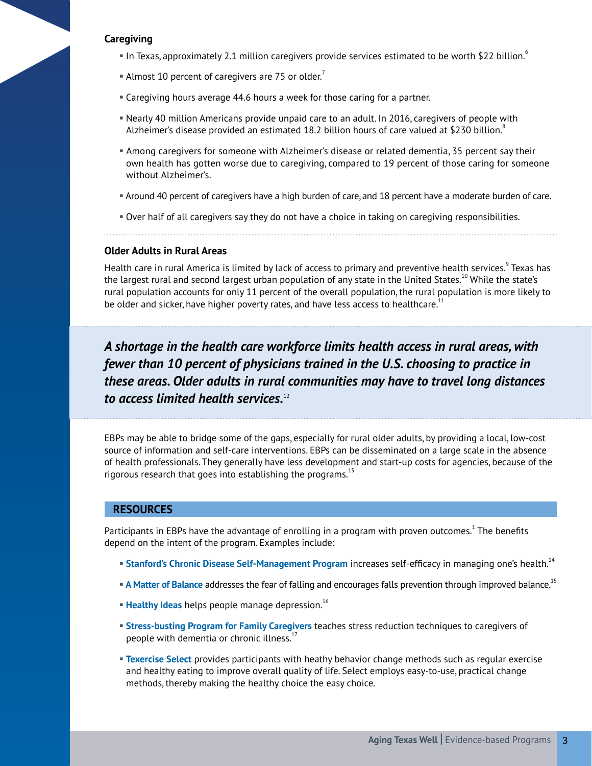### Caregiving

- In Texas, approximately 2.1 million caregivers provide services estimated to be worth $22 billion.[6]
- Almost 10 percent of caregivers are 75 or older.[7]
- Caregiving hours average 44.6 hours a week for those caring for a partner.
- Nearly 40 million Americans provide unpaid care to an adult. In 2016, caregivers of people with Alzheimer's disease provided an estimated 18.2 billion hours of care valued at $230 billion.[8]
- Among caregivers for someone with Alzheimer's disease or related dementia, 35 percent say their own health has gotten worse due to caregiving, compared to 19 percent of those caring for someone without Alzheimer's.
- Around 40 percent of caregivers have a high burden of care, and 18 percent have a moderate burden of care.
- Over half of all caregivers say they do not have a choice in taking on caregiving responsibilities.

### Older Adults in Rural Areas

Health care in rural America is limited by lack of access to primary and preventive health services.[9] Texas has the largest rural and second largest urban population of any state in the United States.[10] While the state's rural population accounts for only 11 percent of the overall population, the rural population is more likely to be older and sicker, have higher poverty rates, and have less access to healthcare.[11]

***A shortage in the health care workforce limits health access in rural areas, with fewer than 10 percent of physicians trained in the U.S. choosing to practice in these areas. Older adults in rural communities may have to travel long distances to access limited health services.***[12]

EBPs may be able to bridge some of the gaps, especially for rural older adults, by providing a local, low-cost source of information and self-care interventions. EBPs can be disseminated on a large scale in the absence of health professionals. They generally have less development and start-up costs for agencies, because of the rigorous research that goes into establishing the programs.[13]

## RESOURCES

Participants in EBPs have the advantage of enrolling in a program with proven outcomes.[1] The benefits depend on the intent of the program. Examples include:

- **Stanford's Chronic Disease Self-Management Program** increases self-efficacy in managing one's health.[14]
- **A Matter of Balance** addresses the fear of falling and encourages falls prevention through improved balance.[15]
- **Healthy Ideas** helps people manage depression.[16]
- **Stress-busting Program for Family Caregivers** teaches stress reduction techniques to caregivers of people with dementia or chronic illness.[17]
- **Texercise Select** provides participants with heathy behavior change methods such as regular exercise and healthy eating to improve overall quality of life. Select employs easy-to-use, practical change methods, thereby making the healthy choice the easy choice.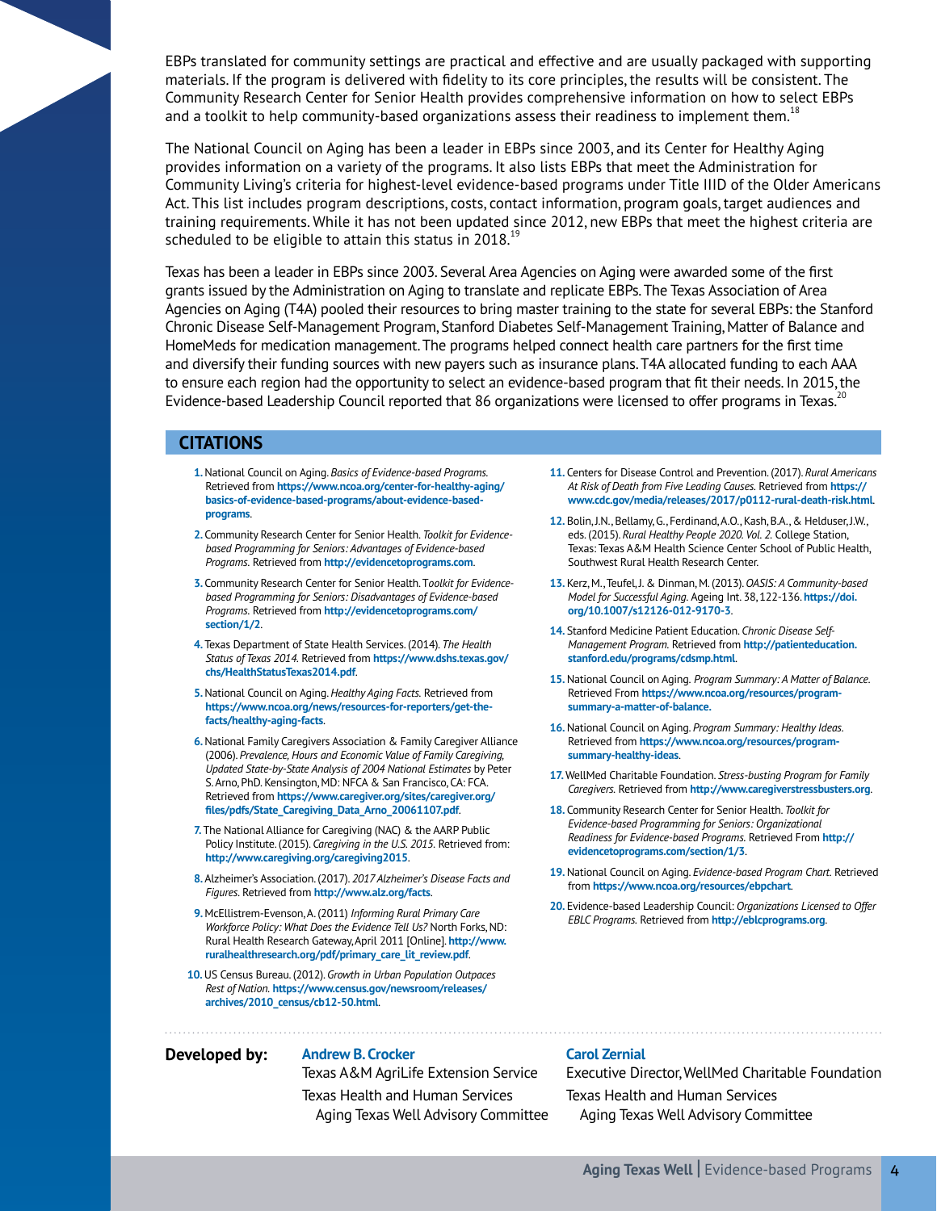EBPs translated for community settings are practical and effective and are usually packaged with supporting materials. If the program is delivered with fidelity to its core principles, the results will be consistent. The Community Research Center for Senior Health provides comprehensive information on how to select EBPs and a toolkit to help community-based organizations assess their readiness to implement them.[18]

The National Council on Aging has been a leader in EBPs since 2003, and its Center for Healthy Aging provides information on a variety of the programs. It also lists EBPs that meet the Administration for Community Living's criteria for highest-level evidence-based programs under Title IIID of the Older Americans Act. This list includes program descriptions, costs, contact information, program goals, target audiences and training requirements. While it has not been updated since 2012, new EBPs that meet the highest criteria are scheduled to be eligible to attain this status in 2018.[19]

Texas has been a leader in EBPs since 2003. Several Area Agencies on Aging were awarded some of the first grants issued by the Administration on Aging to translate and replicate EBPs. The Texas Association of Area Agencies on Aging (T4A) pooled their resources to bring master training to the state for several EBPs: the Stanford Chronic Disease Self-Management Program, Stanford Diabetes Self-Management Training, Matter of Balance and HomeMeds for medication management. The programs helped connect health care partners for the first time and diversify their funding sources with new payers such as insurance plans. T4A allocated funding to each AAA to ensure each region had the opportunity to select an evidence-based program that fit their needs. In 2015, the Evidence-based Leadership Council reported that 86 organizations were licensed to offer programs in Texas.[20]

## CITATIONS

1. National Council on Aging. *Basics of Evidence-based Programs.* Retrieved from **https://www.ncoa.org/center-for-healthy-aging/basics-of-evidence-based-programs/about-evidence-based-programs**.
2. Community Research Center for Senior Health. *Toolkit for Evidence-based Programming for Seniors: Advantages of Evidence-based Programs.* Retrieved from **http://evidencetoprograms.com**.
3. Community Research Center for Senior Health. T*oolkit for Evidence-based Programming for Seniors: Disadvantages of Evidence-based Programs.* Retrieved from **http://evidencetoprograms.com/section/1/2**.
4. Texas Department of State Health Services. (2014). *The Health Status of Texas 2014.* Retrieved from **https://www.dshs.texas.gov/chs/HealthStatusTexas2014.pdf**.
5. National Council on Aging. *Healthy Aging Facts.* Retrieved from **https://www.ncoa.org/news/resources-for-reporters/get-the-facts/healthy-aging-facts**.
6. National Family Caregivers Association & Family Caregiver Alliance (2006). *Prevalence, Hours and Economic Value of Family Caregiving, Updated State-by-State Analysis of 2004 National Estimates* by Peter S. Arno, PhD. Kensington, MD: NFCA & San Francisco, CA: FCA. Retrieved from **https://www.caregiver.org/sites/caregiver.org/files/pdfs/State_Caregiving_Data_Arno_20061107.pdf**.
7. The National Alliance for Caregiving (NAC) & the AARP Public Policy Institute. (2015). *Caregiving in the U.S. 2015.* Retrieved from: **http://www.caregiving.org/caregiving2015**.
8. Alzheimer's Association. (2017). *2017 Alzheimer's Disease Facts and Figures.* Retrieved from **http://www.alz.org/facts**.
9. McEllistrem-Evenson, A. (2011) *Informing Rural Primary Care Workforce Policy: What Does the Evidence Tell Us?* North Forks, ND: Rural Health Research Gateway, April 2011 [Online]. **http://www.ruralhealthresearch.org/pdf/primary_care_lit_review.pdf**.
10. US Census Bureau. (2012). *Growth in Urban Population Outpaces Rest of Nation.* **https://www.census.gov/newsroom/releases/archives/2010_census/cb12-50.html**.
11. Centers for Disease Control and Prevention. (2017). *Rural Americans At Risk of Death from Five Leading Causes.* Retrieved from **https://www.cdc.gov/media/releases/2017/p0112-rural-death-risk.html**.
12. Bolin, J.N., Bellamy, G., Ferdinand, A.O., Kash, B.A., & Helduser, J.W., eds. (2015). *Rural Healthy People 2020. Vol. 2.* College Station, Texas: Texas A&M Health Science Center School of Public Health, Southwest Rural Health Research Center.
13. Kerz, M., Teufel, J. & Dinman, M. (2013). *OASIS: A Community-based Model for Successful Aging.* Ageing Int. 38, 122-136. **https://doi.org/10.1007/s12126-012-9170-3**.
14. Stanford Medicine Patient Education. *Chronic Disease Self-Management Program.* Retrieved from **http://patienteducation.stanford.edu/programs/cdsmp.html**.
15. National Council on Aging. *Program Summary: A Matter of Balance.* Retrieved From **https://www.ncoa.org/resources/program-summary-a-matter-of-balance.**
16. National Council on Aging. *Program Summary: Healthy Ideas.* Retrieved from **https://www.ncoa.org/resources/program-summary-healthy-ideas**.
17. WellMed Charitable Foundation. *Stress-busting Program for Family Caregivers.* Retrieved from **http://www.caregiverstressbusters.org**.
18. Community Research Center for Senior Health. *Toolkit for Evidence-based Programming for Seniors: Organizational Readiness for Evidence-based Programs.* Retrieved From **http://evidencetoprograms.com/section/1/3**.
19. National Council on Aging. *Evidence-based Program Chart.* Retrieved from **https://www.ncoa.org/resources/ebpchart**.
20. Evidence-based Leadership Council: *Organizations Licensed to Offer EBLC Programs.* Retrieved from **http://eblcprograms.org**.

**Developed by:**

**Andrew B. Crocker**
Texas A&M AgriLife Extension Service
Texas Health and Human Services Aging Texas Well Advisory Committee

**Carol Zernial**
Executive Director, WellMed Charitable Foundation
Texas Health and Human Services Aging Texas Well Advisory Committee